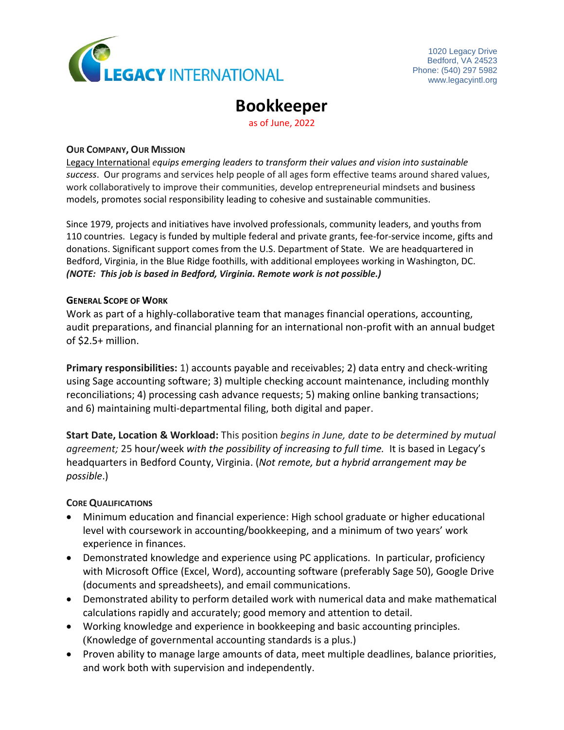LEGACY INTERNATIONAL

1020 Legacy Drive
Bedford, VA 24523
Phone: (540) 297 5982
www.legacyintl.org

# Bookkeeper

as of June, 2022

### Our Company, Our Mission

Legacy International *equips emerging leaders to transform their values and vision into sustainable success*. Our programs and services help people of all ages form effective teams around shared values, work collaboratively to improve their communities, develop entrepreneurial mindsets and business models, promotes social responsibility leading to cohesive and sustainable communities.

Since 1979, projects and initiatives have involved professionals, community leaders, and youths from 110 countries. Legacy is funded by multiple federal and private grants, fee-for-service income, gifts and donations. Significant support comes from the U.S. Department of State. We are headquartered in Bedford, Virginia, in the Blue Ridge foothills, with additional employees working in Washington, DC. ***(NOTE: This job is based in Bedford, Virginia. Remote work is not possible.)***

### General Scope of Work

Work as part of a highly-collaborative team that manages financial operations, accounting, audit preparations, and financial planning for an international non-profit with an annual budget of $2.5+ million.

**Primary responsibilities:** 1) accounts payable and receivables; 2) data entry and check-writing using Sage accounting software; 3) multiple checking account maintenance, including monthly reconciliations; 4) processing cash advance requests; 5) making online banking transactions; and 6) maintaining multi-departmental filing, both digital and paper.

**Start Date, Location & Workload:** This position *begins in June, date to be determined by mutual agreement;* 25 hour/week *with the possibility of increasing to full time.* It is based in Legacy's headquarters in Bedford County, Virginia. (*Not remote, but a hybrid arrangement may be possible*.)

### Core Qualifications

- Minimum education and financial experience: High school graduate or higher educational level with coursework in accounting/bookkeeping, and a minimum of two years' work experience in finances.
- Demonstrated knowledge and experience using PC applications. In particular, proficiency with Microsoft Office (Excel, Word), accounting software (preferably Sage 50), Google Drive (documents and spreadsheets), and email communications.
- Demonstrated ability to perform detailed work with numerical data and make mathematical calculations rapidly and accurately; good memory and attention to detail.
- Working knowledge and experience in bookkeeping and basic accounting principles. (Knowledge of governmental accounting standards is a plus.)
- Proven ability to manage large amounts of data, meet multiple deadlines, balance priorities, and work both with supervision and independently.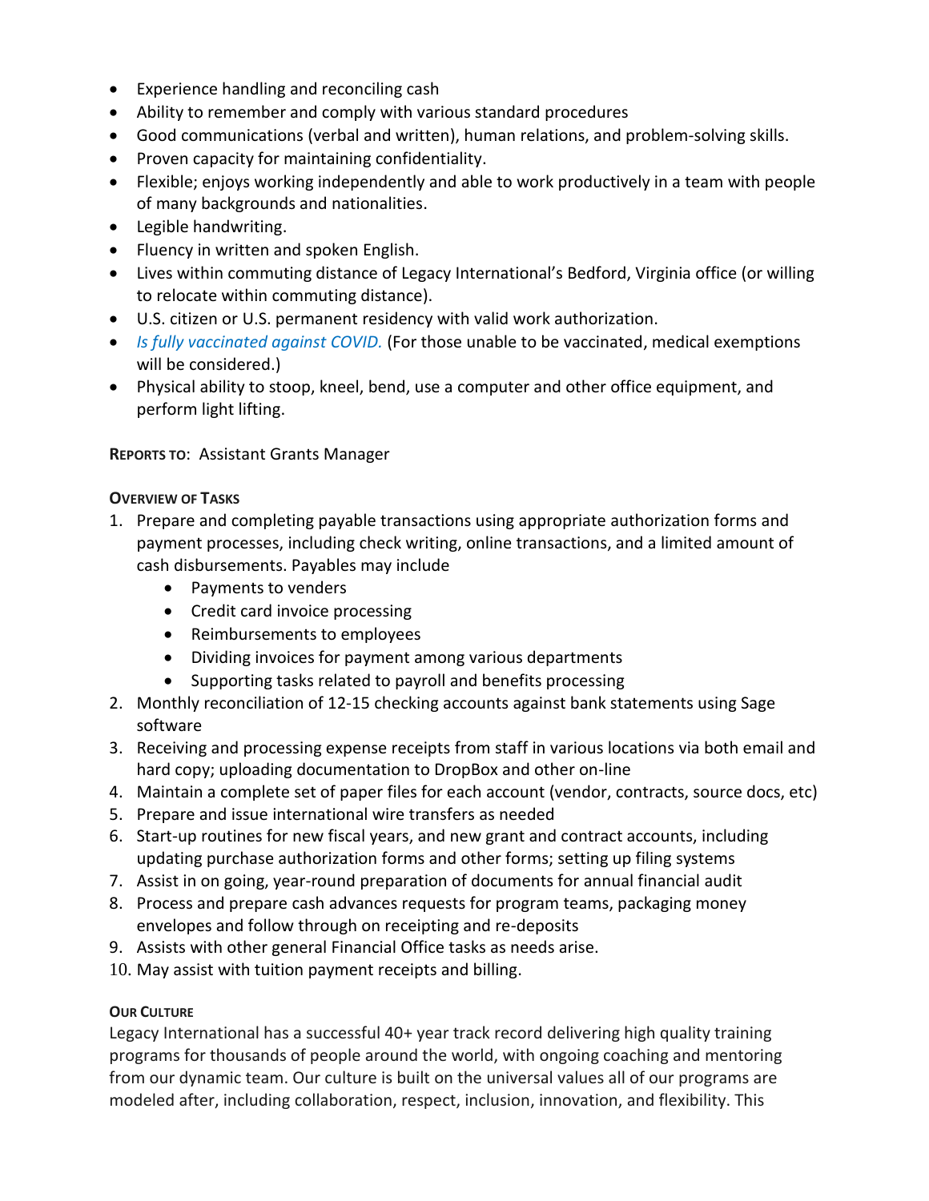- Experience handling and reconciling cash
- Ability to remember and comply with various standard procedures
- Good communications (verbal and written), human relations, and problem-solving skills.
- Proven capacity for maintaining confidentiality.
- Flexible; enjoys working independently and able to work productively in a team with people of many backgrounds and nationalities.
- Legible handwriting.
- Fluency in written and spoken English.
- Lives within commuting distance of Legacy International's Bedford, Virginia office (or willing to relocate within commuting distance).
- U.S. citizen or U.S. permanent residency with valid work authorization.
- *Is fully vaccinated against COVID.* (For those unable to be vaccinated, medical exemptions will be considered.)
- Physical ability to stoop, kneel, bend, use a computer and other office equipment, and perform light lifting.

**REPORTS TO**: Assistant Grants Manager

**OVERVIEW OF TASKS**

1. Prepare and completing payable transactions using appropriate authorization forms and payment processes, including check writing, online transactions, and a limited amount of cash disbursements. Payables may include
   - Payments to venders
   - Credit card invoice processing
   - Reimbursements to employees
   - Dividing invoices for payment among various departments
   - Supporting tasks related to payroll and benefits processing
2. Monthly reconciliation of 12-15 checking accounts against bank statements using Sage software
3. Receiving and processing expense receipts from staff in various locations via both email and hard copy; uploading documentation to DropBox and other on-line
4. Maintain a complete set of paper files for each account (vendor, contracts, source docs, etc)
5. Prepare and issue international wire transfers as needed
6. Start-up routines for new fiscal years, and new grant and contract accounts, including updating purchase authorization forms and other forms; setting up filing systems
7. Assist in on going, year-round preparation of documents for annual financial audit
8. Process and prepare cash advances requests for program teams, packaging money envelopes and follow through on receipting and re-deposits
9. Assists with other general Financial Office tasks as needs arise.
10. May assist with tuition payment receipts and billing.

**OUR CULTURE**

Legacy International has a successful 40+ year track record delivering high quality training programs for thousands of people around the world, with ongoing coaching and mentoring from our dynamic team. Our culture is built on the universal values all of our programs are modeled after, including collaboration, respect, inclusion, innovation, and flexibility. This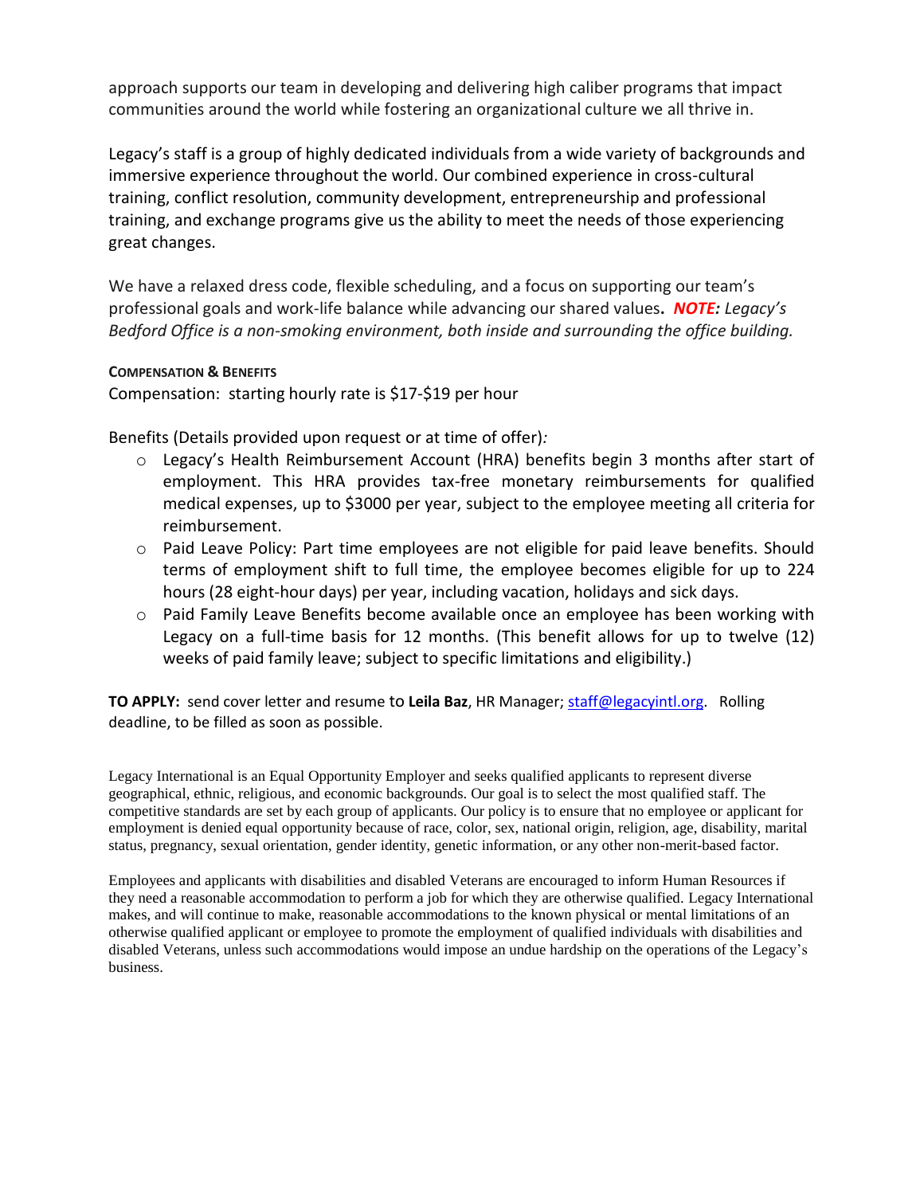approach supports our team in developing and delivering high caliber programs that impact communities around the world while fostering an organizational culture we all thrive in.

Legacy's staff is a group of highly dedicated individuals from a wide variety of backgrounds and immersive experience throughout the world. Our combined experience in cross-cultural training, conflict resolution, community development, entrepreneurship and professional training, and exchange programs give us the ability to meet the needs of those experiencing great changes.

We have a relaxed dress code, flexible scheduling, and a focus on supporting our team's professional goals and work-life balance while advancing our shared values. ***NOTE:*** *Legacy's Bedford Office is a non-smoking environment, both inside and surrounding the office building.*

**COMPENSATION & BENEFITS**

Compensation: starting hourly rate is $17-$19 per hour

Benefits (Details provided upon request or at time of offer)*:*

- Legacy's Health Reimbursement Account (HRA) benefits begin 3 months after start of employment. This HRA provides tax-free monetary reimbursements for qualified medical expenses, up to $3000 per year, subject to the employee meeting all criteria for reimbursement.
- Paid Leave Policy: Part time employees are not eligible for paid leave benefits. Should terms of employment shift to full time, the employee becomes eligible for up to 224 hours (28 eight-hour days) per year, including vacation, holidays and sick days.
- Paid Family Leave Benefits become available once an employee has been working with Legacy on a full-time basis for 12 months. (This benefit allows for up to twelve (12) weeks of paid family leave; subject to specific limitations and eligibility.)

**TO APPLY:** send cover letter and resume to **Leila Baz**, HR Manager; staff@legacyintl.org. Rolling deadline, to be filled as soon as possible.

Legacy International is an Equal Opportunity Employer and seeks qualified applicants to represent diverse geographical, ethnic, religious, and economic backgrounds. Our goal is to select the most qualified staff. The competitive standards are set by each group of applicants. Our policy is to ensure that no employee or applicant for employment is denied equal opportunity because of race, color, sex, national origin, religion, age, disability, marital status, pregnancy, sexual orientation, gender identity, genetic information, or any other non-merit-based factor.

Employees and applicants with disabilities and disabled Veterans are encouraged to inform Human Resources if they need a reasonable accommodation to perform a job for which they are otherwise qualified. Legacy International makes, and will continue to make, reasonable accommodations to the known physical or mental limitations of an otherwise qualified applicant or employee to promote the employment of qualified individuals with disabilities and disabled Veterans, unless such accommodations would impose an undue hardship on the operations of the Legacy's business.